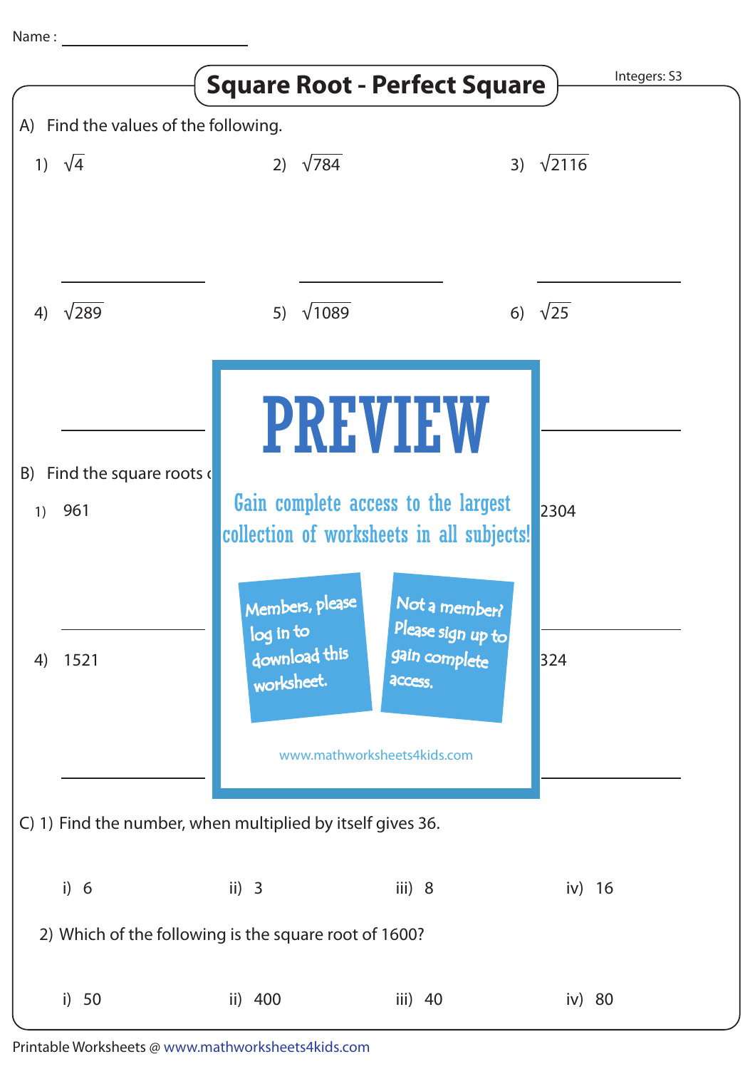Name : ____________________

Integers: S3

# Square Root - Perfect Square

A) Find the values of the following.

1) $\sqrt{4}$

2) $\sqrt{784}$

3) $\sqrt{2116}$

4) $\sqrt{289}$

5) $\sqrt{1089}$

6) $\sqrt{25}$

PREVIEW

Gain complete access to the largest collection of worksheets in all subjects!

Members, please log in to download this worksheet.

Not a member? Please sign up to gain complete access.

www.mathworksheets4kids.com

B) Find the square roots c

1) 961

2304

4) 1521

324

C) 1) Find the number, when multiplied by itself gives 36.

i) 6 ii) 3 iii) 8 iv) 16

2) Which of the following is the square root of 1600?

i) 50 ii) 400 iii) 40 iv) 80

Printable Worksheets @ www.mathworksheets4kids.com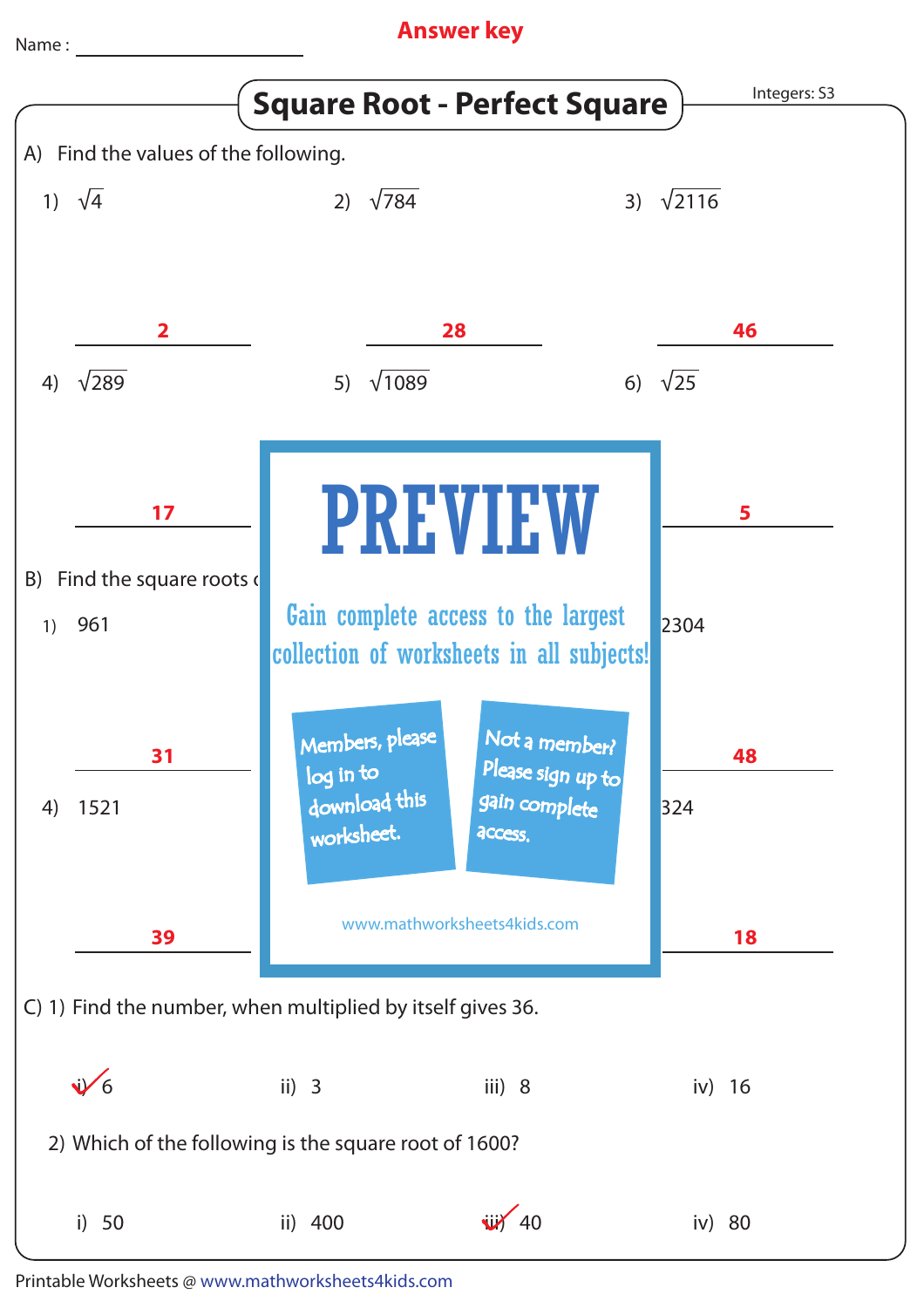Name : ____________________

**Answer key**

# Square Root - Perfect Square

Integers: S3

A) Find the values of the following.

1) $\sqrt{4}$ — **2**

2) $\sqrt{784}$ — **28**

3) $\sqrt{2116}$ — **46**

4) $\sqrt{289}$ — **17**

5) $\sqrt{1089}$

6) $\sqrt{25}$ — **5**

PREVIEW

Gain complete access to the largest collection of worksheets in all subjects!

Members, please log in to download this worksheet.

Not a member? Please sign up to gain complete access.

www.mathworksheets4kids.com

B) Find the square roots c

1) 961 — **31**

2304 — **48**

4) 1521 — **39**

324 — **18**

C) 1) Find the number, when multiplied by itself gives 36.

i) 6 ✓ &nbsp;&nbsp; ii) 3 &nbsp;&nbsp; iii) 8 &nbsp;&nbsp; iv) 16

2) Which of the following is the square root of 1600?

i) 50 &nbsp;&nbsp; ii) 400 &nbsp;&nbsp; iii) 40 ✓ &nbsp;&nbsp; iv) 80

Printable Worksheets @ www.mathworksheets4kids.com